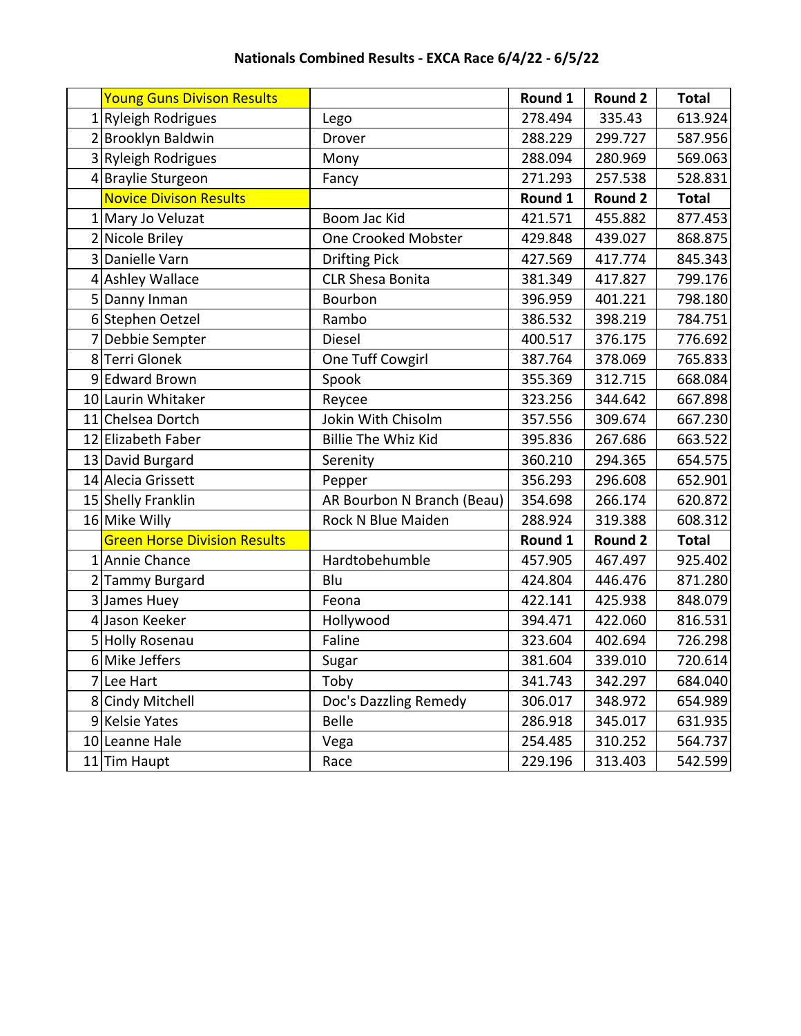# Nationals Combined Results - EXCA Race 6/4/22 - 6/5/22

| | Young Guns Divison Results | | Round 1 | Round 2 | Total |
|---|---|---|---|---|---|
| 1 | Ryleigh Rodrigues | Lego | 278.494 | 335.43 | 613.924 |
| 2 | Brooklyn Baldwin | Drover | 288.229 | 299.727 | 587.956 |
| 3 | Ryleigh Rodrigues | Mony | 288.094 | 280.969 | 569.063 |
| 4 | Braylie Sturgeon | Fancy | 271.293 | 257.538 | 528.831 |
| | Novice Divison Results | | Round 1 | Round 2 | Total |
| 1 | Mary Jo Veluzat | Boom Jac Kid | 421.571 | 455.882 | 877.453 |
| 2 | Nicole Briley | One Crooked Mobster | 429.848 | 439.027 | 868.875 |
| 3 | Danielle Varn | Drifting Pick | 427.569 | 417.774 | 845.343 |
| 4 | Ashley Wallace | CLR Shesa Bonita | 381.349 | 417.827 | 799.176 |
| 5 | Danny Inman | Bourbon | 396.959 | 401.221 | 798.180 |
| 6 | Stephen Oetzel | Rambo | 386.532 | 398.219 | 784.751 |
| 7 | Debbie Sempter | Diesel | 400.517 | 376.175 | 776.692 |
| 8 | Terri Glonek | One Tuff Cowgirl | 387.764 | 378.069 | 765.833 |
| 9 | Edward Brown | Spook | 355.369 | 312.715 | 668.084 |
| 10 | Laurin Whitaker | Reycee | 323.256 | 344.642 | 667.898 |
| 11 | Chelsea Dortch | Jokin With Chisolm | 357.556 | 309.674 | 667.230 |
| 12 | Elizabeth Faber | Billie The Whiz Kid | 395.836 | 267.686 | 663.522 |
| 13 | David Burgard | Serenity | 360.210 | 294.365 | 654.575 |
| 14 | Alecia Grissett | Pepper | 356.293 | 296.608 | 652.901 |
| 15 | Shelly Franklin | AR Bourbon N Branch (Beau) | 354.698 | 266.174 | 620.872 |
| 16 | Mike Willy | Rock N Blue Maiden | 288.924 | 319.388 | 608.312 |
| | Green Horse Division Results | | Round 1 | Round 2 | Total |
| 1 | Annie Chance | Hardtobehumble | 457.905 | 467.497 | 925.402 |
| 2 | Tammy Burgard | Blu | 424.804 | 446.476 | 871.280 |
| 3 | James Huey | Feona | 422.141 | 425.938 | 848.079 |
| 4 | Jason Keeker | Hollywood | 394.471 | 422.060 | 816.531 |
| 5 | Holly Rosenau | Faline | 323.604 | 402.694 | 726.298 |
| 6 | Mike Jeffers | Sugar | 381.604 | 339.010 | 720.614 |
| 7 | Lee Hart | Toby | 341.743 | 342.297 | 684.040 |
| 8 | Cindy Mitchell | Doc's Dazzling Remedy | 306.017 | 348.972 | 654.989 |
| 9 | Kelsie Yates | Belle | 286.918 | 345.017 | 631.935 |
| 10 | Leanne Hale | Vega | 254.485 | 310.252 | 564.737 |
| 11 | Tim Haupt | Race | 229.196 | 313.403 | 542.599 |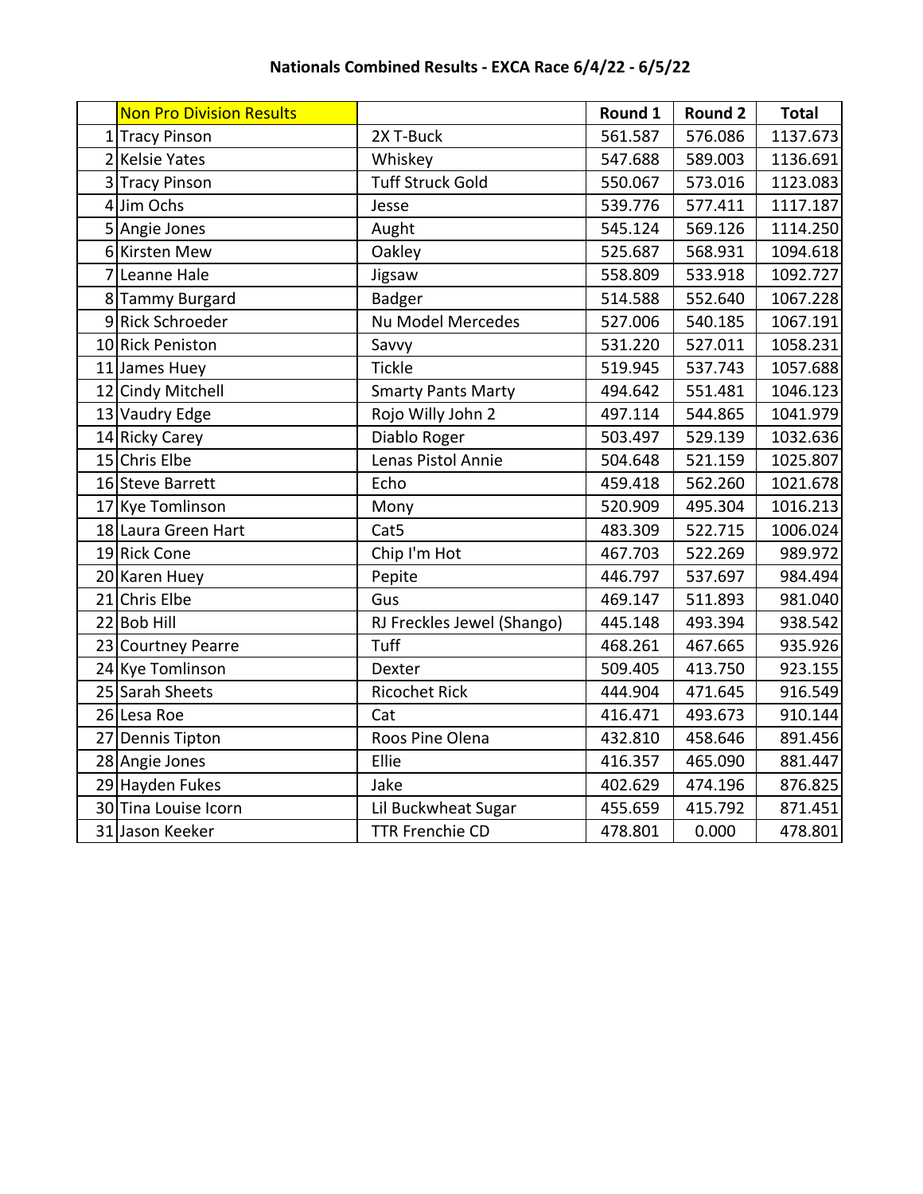# Nationals Combined Results - EXCA Race 6/4/22 - 6/5/22

| | Non Pro Division Results | | Round 1 | Round 2 | Total |
|---|---|---|---|---|---|
| 1 | Tracy Pinson | 2X T-Buck | 561.587 | 576.086 | 1137.673 |
| 2 | Kelsie Yates | Whiskey | 547.688 | 589.003 | 1136.691 |
| 3 | Tracy Pinson | Tuff Struck Gold | 550.067 | 573.016 | 1123.083 |
| 4 | Jim Ochs | Jesse | 539.776 | 577.411 | 1117.187 |
| 5 | Angie Jones | Aught | 545.124 | 569.126 | 1114.250 |
| 6 | Kirsten Mew | Oakley | 525.687 | 568.931 | 1094.618 |
| 7 | Leanne Hale | Jigsaw | 558.809 | 533.918 | 1092.727 |
| 8 | Tammy Burgard | Badger | 514.588 | 552.640 | 1067.228 |
| 9 | Rick Schroeder | Nu Model Mercedes | 527.006 | 540.185 | 1067.191 |
| 10 | Rick Peniston | Savvy | 531.220 | 527.011 | 1058.231 |
| 11 | James Huey | Tickle | 519.945 | 537.743 | 1057.688 |
| 12 | Cindy Mitchell | Smarty Pants Marty | 494.642 | 551.481 | 1046.123 |
| 13 | Vaudry Edge | Rojo Willy John 2 | 497.114 | 544.865 | 1041.979 |
| 14 | Ricky Carey | Diablo Roger | 503.497 | 529.139 | 1032.636 |
| 15 | Chris Elbe | Lenas Pistol Annie | 504.648 | 521.159 | 1025.807 |
| 16 | Steve Barrett | Echo | 459.418 | 562.260 | 1021.678 |
| 17 | Kye Tomlinson | Mony | 520.909 | 495.304 | 1016.213 |
| 18 | Laura Green Hart | Cat5 | 483.309 | 522.715 | 1006.024 |
| 19 | Rick Cone | Chip I'm Hot | 467.703 | 522.269 | 989.972 |
| 20 | Karen Huey | Pepite | 446.797 | 537.697 | 984.494 |
| 21 | Chris Elbe | Gus | 469.147 | 511.893 | 981.040 |
| 22 | Bob Hill | RJ Freckles Jewel (Shango) | 445.148 | 493.394 | 938.542 |
| 23 | Courtney Pearre | Tuff | 468.261 | 467.665 | 935.926 |
| 24 | Kye Tomlinson | Dexter | 509.405 | 413.750 | 923.155 |
| 25 | Sarah Sheets | Ricochet Rick | 444.904 | 471.645 | 916.549 |
| 26 | Lesa Roe | Cat | 416.471 | 493.673 | 910.144 |
| 27 | Dennis Tipton | Roos Pine Olena | 432.810 | 458.646 | 891.456 |
| 28 | Angie Jones | Ellie | 416.357 | 465.090 | 881.447 |
| 29 | Hayden Fukes | Jake | 402.629 | 474.196 | 876.825 |
| 30 | Tina Louise Icorn | Lil Buckwheat Sugar | 455.659 | 415.792 | 871.451 |
| 31 | Jason Keeker | TTR Frenchie CD | 478.801 | 0.000 | 478.801 |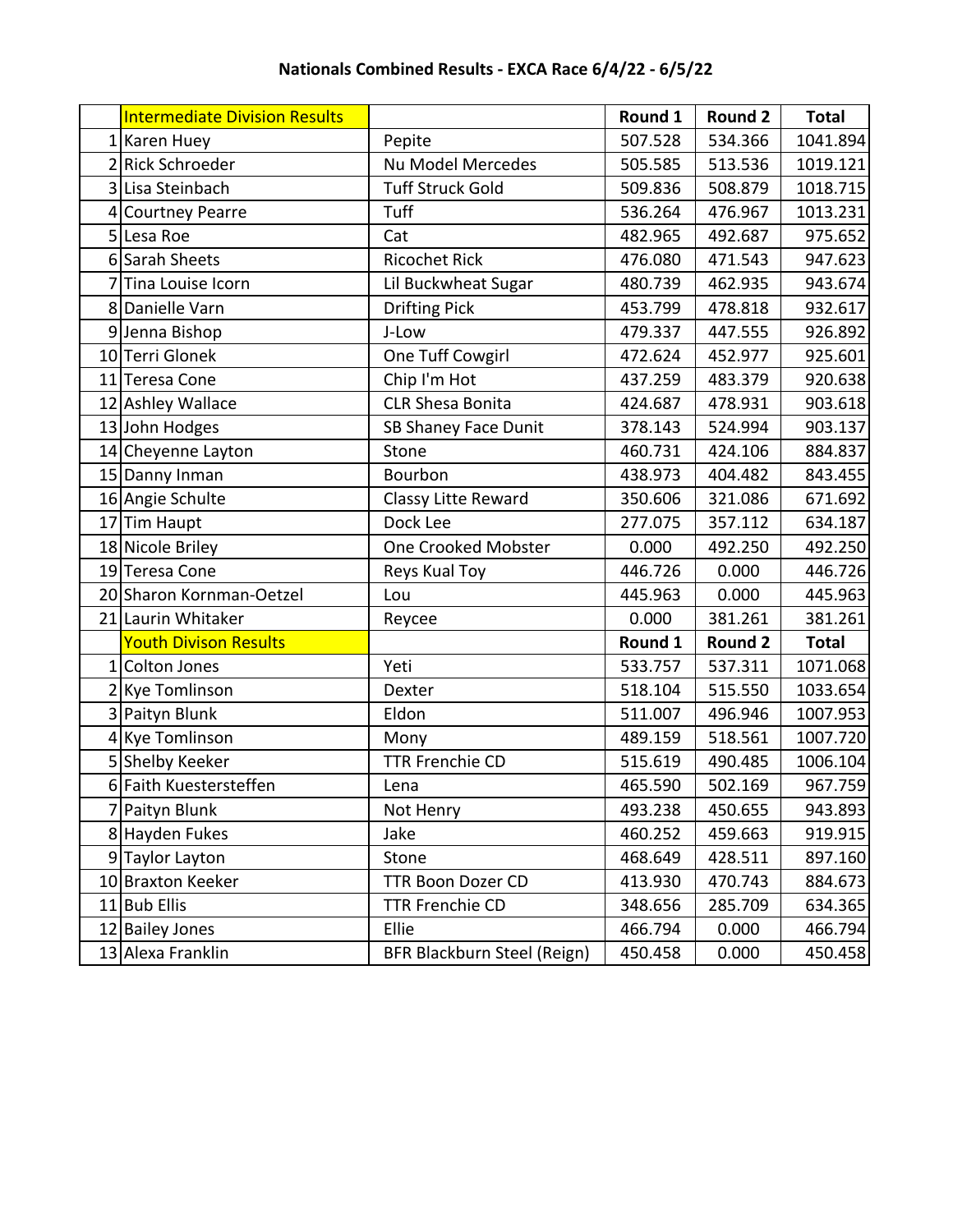# Nationals Combined Results - EXCA Race 6/4/22 - 6/5/22

| | Intermediate Division Results | | Round 1 | Round 2 | Total |
|---|---|---|---|---|---|
| 1 | Karen Huey | Pepite | 507.528 | 534.366 | 1041.894 |
| 2 | Rick Schroeder | Nu Model Mercedes | 505.585 | 513.536 | 1019.121 |
| 3 | Lisa Steinbach | Tuff Struck Gold | 509.836 | 508.879 | 1018.715 |
| 4 | Courtney Pearre | Tuff | 536.264 | 476.967 | 1013.231 |
| 5 | Lesa Roe | Cat | 482.965 | 492.687 | 975.652 |
| 6 | Sarah Sheets | Ricochet Rick | 476.080 | 471.543 | 947.623 |
| 7 | Tina Louise Icorn | Lil Buckwheat Sugar | 480.739 | 462.935 | 943.674 |
| 8 | Danielle Varn | Drifting Pick | 453.799 | 478.818 | 932.617 |
| 9 | Jenna Bishop | J-Low | 479.337 | 447.555 | 926.892 |
| 10 | Terri Glonek | One Tuff Cowgirl | 472.624 | 452.977 | 925.601 |
| 11 | Teresa Cone | Chip I'm Hot | 437.259 | 483.379 | 920.638 |
| 12 | Ashley Wallace | CLR Shesa Bonita | 424.687 | 478.931 | 903.618 |
| 13 | John Hodges | SB Shaney Face Dunit | 378.143 | 524.994 | 903.137 |
| 14 | Cheyenne Layton | Stone | 460.731 | 424.106 | 884.837 |
| 15 | Danny Inman | Bourbon | 438.973 | 404.482 | 843.455 |
| 16 | Angie Schulte | Classy Litte Reward | 350.606 | 321.086 | 671.692 |
| 17 | Tim Haupt | Dock Lee | 277.075 | 357.112 | 634.187 |
| 18 | Nicole Briley | One Crooked Mobster | 0.000 | 492.250 | 492.250 |
| 19 | Teresa Cone | Reys Kual Toy | 446.726 | 0.000 | 446.726 |
| 20 | Sharon Kornman-Oetzel | Lou | 445.963 | 0.000 | 445.963 |
| 21 | Laurin Whitaker | Reycee | 0.000 | 381.261 | 381.261 |
| | **Youth Divison Results** | | **Round 1** | **Round 2** | **Total** |
| 1 | Colton Jones | Yeti | 533.757 | 537.311 | 1071.068 |
| 2 | Kye Tomlinson | Dexter | 518.104 | 515.550 | 1033.654 |
| 3 | Paityn Blunk | Eldon | 511.007 | 496.946 | 1007.953 |
| 4 | Kye Tomlinson | Mony | 489.159 | 518.561 | 1007.720 |
| 5 | Shelby Keeker | TTR Frenchie CD | 515.619 | 490.485 | 1006.104 |
| 6 | Faith Kuestersteffen | Lena | 465.590 | 502.169 | 967.759 |
| 7 | Paityn Blunk | Not Henry | 493.238 | 450.655 | 943.893 |
| 8 | Hayden Fukes | Jake | 460.252 | 459.663 | 919.915 |
| 9 | Taylor Layton | Stone | 468.649 | 428.511 | 897.160 |
| 10 | Braxton Keeker | TTR Boon Dozer CD | 413.930 | 470.743 | 884.673 |
| 11 | Bub Ellis | TTR Frenchie CD | 348.656 | 285.709 | 634.365 |
| 12 | Bailey Jones | Ellie | 466.794 | 0.000 | 466.794 |
| 13 | Alexa Franklin | BFR Blackburn Steel (Reign) | 450.458 | 0.000 | 450.458 |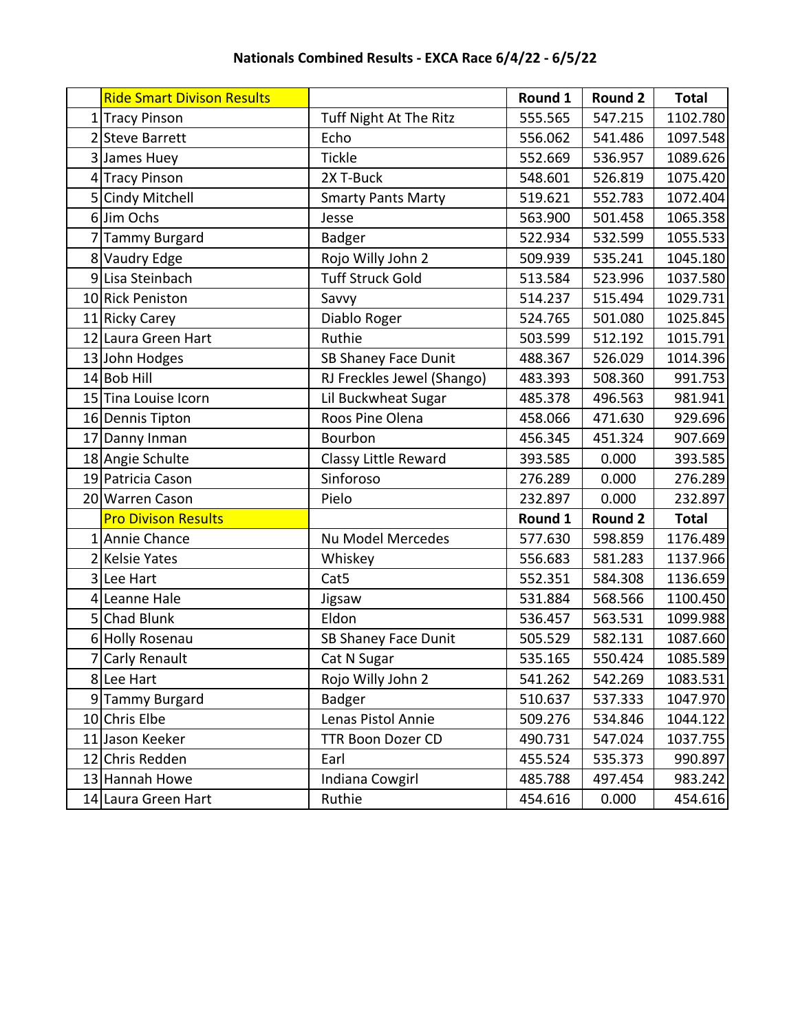# Nationals Combined Results - EXCA Race 6/4/22 - 6/5/22

| | | | Round 1 | Round 2 | Total |
|---|---|---|---|---|---|
| | Ride Smart Divison Results | | Round 1 | Round 2 | Total |
| 1 | Tracy Pinson | Tuff Night At The Ritz | 555.565 | 547.215 | 1102.780 |
| 2 | Steve Barrett | Echo | 556.062 | 541.486 | 1097.548 |
| 3 | James Huey | Tickle | 552.669 | 536.957 | 1089.626 |
| 4 | Tracy Pinson | 2X T-Buck | 548.601 | 526.819 | 1075.420 |
| 5 | Cindy Mitchell | Smarty Pants Marty | 519.621 | 552.783 | 1072.404 |
| 6 | Jim Ochs | Jesse | 563.900 | 501.458 | 1065.358 |
| 7 | Tammy Burgard | Badger | 522.934 | 532.599 | 1055.533 |
| 8 | Vaudry Edge | Rojo Willy John 2 | 509.939 | 535.241 | 1045.180 |
| 9 | Lisa Steinbach | Tuff Struck Gold | 513.584 | 523.996 | 1037.580 |
| 10 | Rick Peniston | Savvy | 514.237 | 515.494 | 1029.731 |
| 11 | Ricky Carey | Diablo Roger | 524.765 | 501.080 | 1025.845 |
| 12 | Laura Green Hart | Ruthie | 503.599 | 512.192 | 1015.791 |
| 13 | John Hodges | SB Shaney Face Dunit | 488.367 | 526.029 | 1014.396 |
| 14 | Bob Hill | RJ Freckles Jewel (Shango) | 483.393 | 508.360 | 991.753 |
| 15 | Tina Louise Icorn | Lil Buckwheat Sugar | 485.378 | 496.563 | 981.941 |
| 16 | Dennis Tipton | Roos Pine Olena | 458.066 | 471.630 | 929.696 |
| 17 | Danny Inman | Bourbon | 456.345 | 451.324 | 907.669 |
| 18 | Angie Schulte | Classy Little Reward | 393.585 | 0.000 | 393.585 |
| 19 | Patricia Cason | Sinforoso | 276.289 | 0.000 | 276.289 |
| 20 | Warren Cason | Pielo | 232.897 | 0.000 | 232.897 |
| | Pro Divison Results | | Round 1 | Round 2 | Total |
| 1 | Annie Chance | Nu Model Mercedes | 577.630 | 598.859 | 1176.489 |
| 2 | Kelsie Yates | Whiskey | 556.683 | 581.283 | 1137.966 |
| 3 | Lee Hart | Cat5 | 552.351 | 584.308 | 1136.659 |
| 4 | Leanne Hale | Jigsaw | 531.884 | 568.566 | 1100.450 |
| 5 | Chad Blunk | Eldon | 536.457 | 563.531 | 1099.988 |
| 6 | Holly Rosenau | SB Shaney Face Dunit | 505.529 | 582.131 | 1087.660 |
| 7 | Carly Renault | Cat N Sugar | 535.165 | 550.424 | 1085.589 |
| 8 | Lee Hart | Rojo Willy John 2 | 541.262 | 542.269 | 1083.531 |
| 9 | Tammy Burgard | Badger | 510.637 | 537.333 | 1047.970 |
| 10 | Chris Elbe | Lenas Pistol Annie | 509.276 | 534.846 | 1044.122 |
| 11 | Jason Keeker | TTR Boon Dozer CD | 490.731 | 547.024 | 1037.755 |
| 12 | Chris Redden | Earl | 455.524 | 535.373 | 990.897 |
| 13 | Hannah Howe | Indiana Cowgirl | 485.788 | 497.454 | 983.242 |
| 14 | Laura Green Hart | Ruthie | 454.616 | 0.000 | 454.616 |